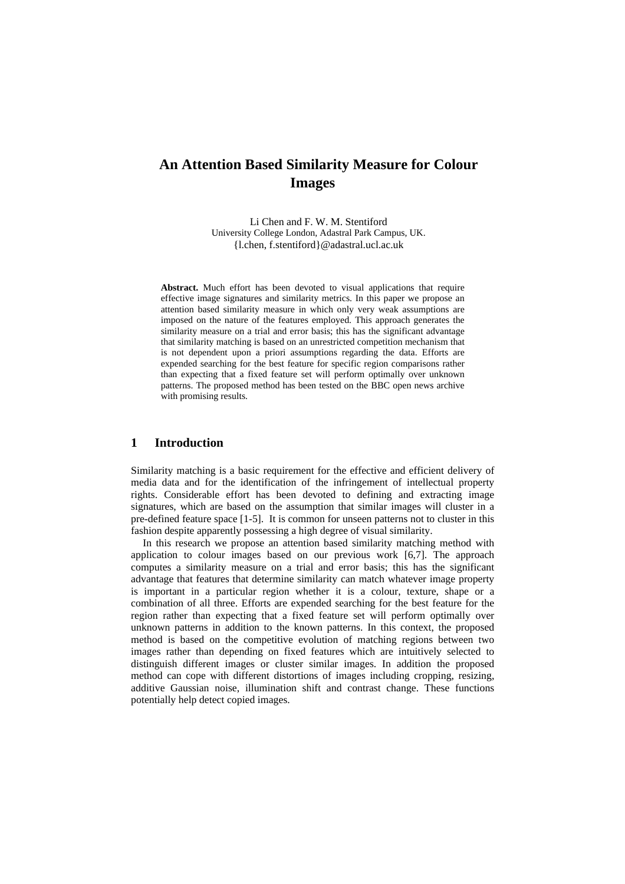# An Attention Based Similarity Measure for Colour Images

Li Chen and F. W. M. Stentiford
University College London, Adastral Park Campus, UK.
{l.chen, f.stentiford}@adastral.ucl.ac.uk

**Abstract.** Much effort has been devoted to visual applications that require effective image signatures and similarity metrics. In this paper we propose an attention based similarity measure in which only very weak assumptions are imposed on the nature of the features employed. This approach generates the similarity measure on a trial and error basis; this has the significant advantage that similarity matching is based on an unrestricted competition mechanism that is not dependent upon a priori assumptions regarding the data. Efforts are expended searching for the best feature for specific region comparisons rather than expecting that a fixed feature set will perform optimally over unknown patterns. The proposed method has been tested on the BBC open news archive with promising results.

## 1 Introduction

Similarity matching is a basic requirement for the effective and efficient delivery of media data and for the identification of the infringement of intellectual property rights. Considerable effort has been devoted to defining and extracting image signatures, which are based on the assumption that similar images will cluster in a pre-defined feature space [1-5]. It is common for unseen patterns not to cluster in this fashion despite apparently possessing a high degree of visual similarity.

In this research we propose an attention based similarity matching method with application to colour images based on our previous work [6,7]. The approach computes a similarity measure on a trial and error basis; this has the significant advantage that features that determine similarity can match whatever image property is important in a particular region whether it is a colour, texture, shape or a combination of all three. Efforts are expended searching for the best feature for the region rather than expecting that a fixed feature set will perform optimally over unknown patterns in addition to the known patterns. In this context, the proposed method is based on the competitive evolution of matching regions between two images rather than depending on fixed features which are intuitively selected to distinguish different images or cluster similar images. In addition the proposed method can cope with different distortions of images including cropping, resizing, additive Gaussian noise, illumination shift and contrast change. These functions potentially help detect copied images.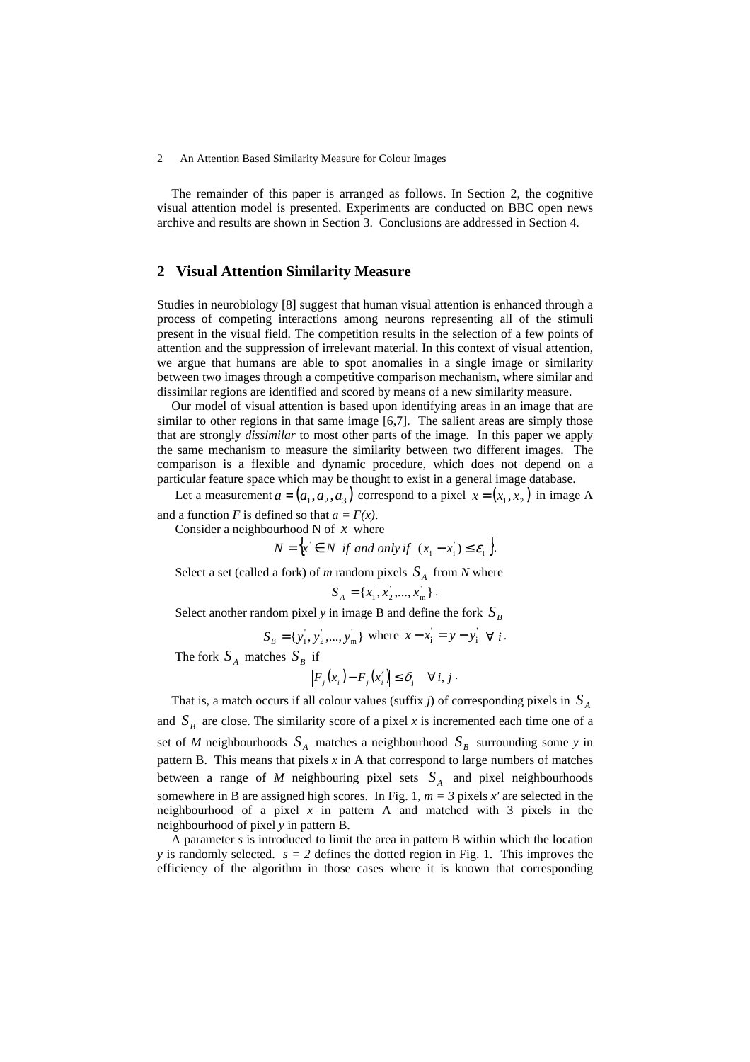The remainder of this paper is arranged as follows. In Section 2, the cognitive visual attention model is presented. Experiments are conducted on BBC open news archive and results are shown in Section 3. Conclusions are addressed in Section 4.

## 2 Visual Attention Similarity Measure

Studies in neurobiology [8] suggest that human visual attention is enhanced through a process of competing interactions among neurons representing all of the stimuli present in the visual field. The competition results in the selection of a few points of attention and the suppression of irrelevant material. In this context of visual attention, we argue that humans are able to spot anomalies in a single image or similarity between two images through a competitive comparison mechanism, where similar and dissimilar regions are identified and scored by means of a new similarity measure.

Our model of visual attention is based upon identifying areas in an image that are similar to other regions in that same image [6,7]. The salient areas are simply those that are strongly *dissimilar* to most other parts of the image. In this paper we apply the same mechanism to measure the similarity between two different images. The comparison is a flexible and dynamic procedure, which does not depend on a particular feature space which may be thought to exist in a general image database.

Let a measurement $a = (a_1, a_2, a_3)$ correspond to a pixel $x = (x_1, x_2)$ in image A and a function *F* is defined so that $a = F(x)$.

Consider a neighbourhood N of $x$ where

$$N = \{x' \in N \;\; if \; and \; only \; if \; |(x_i - x_i')| \leq \varepsilon_i|\}.$$

Select a set (called a fork) of *m* random pixels $S_A$ from *N* where

$$S_A = \{x_1', x_2', ..., x_m'\}.$$

Select another random pixel *y* in image B and define the fork $S_B$

$$S_B = \{y_1', y_2', ..., y_m'\} \text{ where } x - x_i' = y - y_i' \;\; \forall \; i.$$

The fork $S_A$ matches $S_B$ if

$$|F_j(x_i) - F_j(x_i')| \leq \delta_j \quad \forall \; i, j.$$

That is, a match occurs if all colour values (suffix *j*) of corresponding pixels in $S_A$ and $S_B$ are close. The similarity score of a pixel *x* is incremented each time one of a set of *M* neighbourhoods $S_A$ matches a neighbourhood $S_B$ surrounding some *y* in pattern B. This means that pixels *x* in A that correspond to large numbers of matches between a range of *M* neighbouring pixel sets $S_A$ and pixel neighbourhoods somewhere in B are assigned high scores. In Fig. 1, $m = 3$ pixels *x'* are selected in the neighbourhood of a pixel *x* in pattern A and matched with 3 pixels in the neighbourhood of pixel *y* in pattern B.

A parameter *s* is introduced to limit the area in pattern B within which the location *y* is randomly selected. $s = 2$ defines the dotted region in Fig. 1. This improves the efficiency of the algorithm in those cases where it is known that corresponding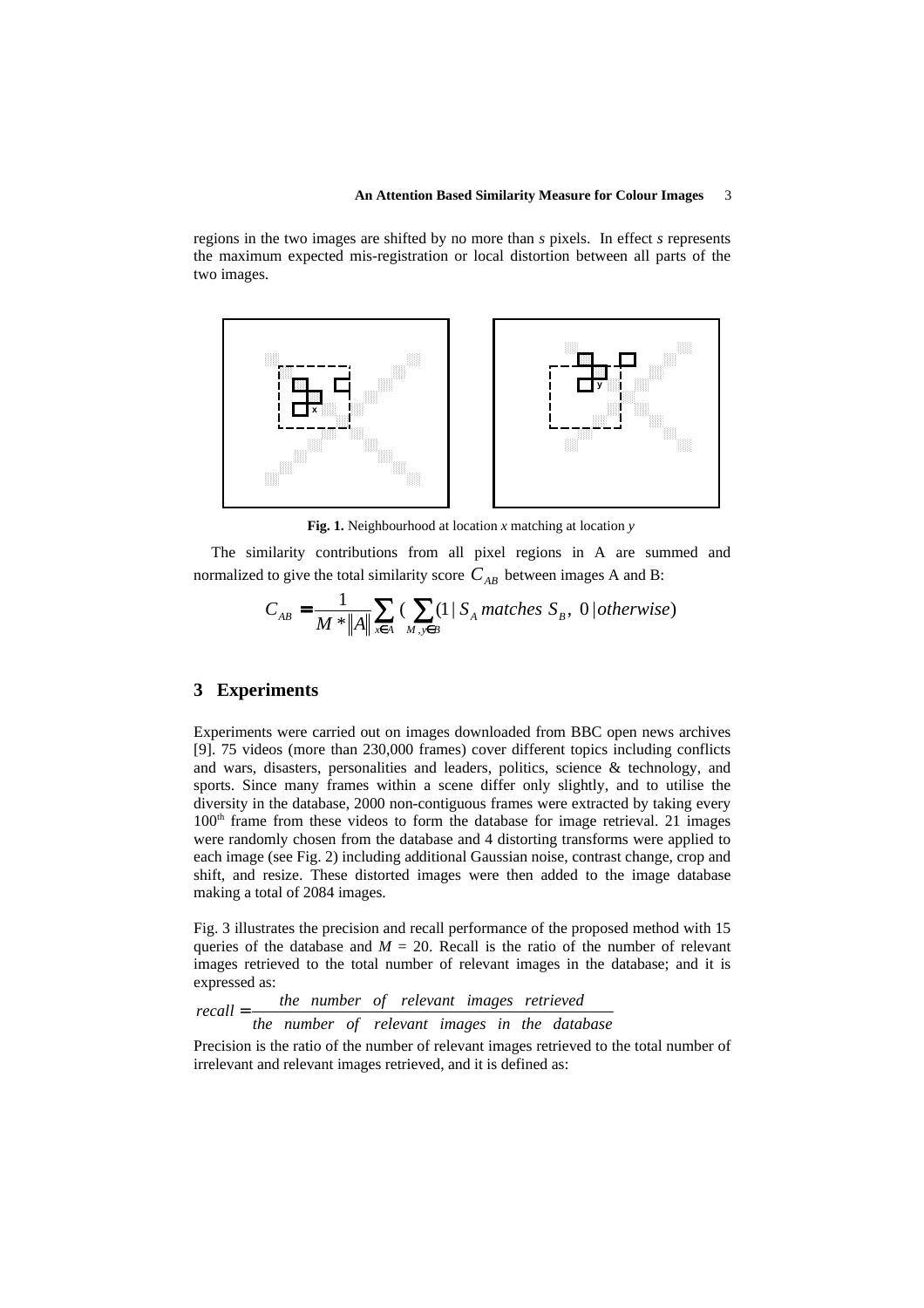regions in the two images are shifted by no more than *s* pixels. In effect *s* represents the maximum expected mis-registration or local distortion between all parts of the two images.

**Fig. 1.** Neighbourhood at location *x* matching at location *y*

The similarity contributions from all pixel regions in A are summed and normalized to give the total similarity score $C_{AB}$ between images A and B:

$$C_{AB} = \frac{1}{M * \|A\|} \sum_{x \in A} \left( \sum_{M, y \in B} (1 \mid S_A \text{ matches } S_B,\ 0 \mid otherwise) \right)$$

## 3 Experiments

Experiments were carried out on images downloaded from BBC open news archives [9]. 75 videos (more than 230,000 frames) cover different topics including conflicts and wars, disasters, personalities and leaders, politics, science & technology, and sports. Since many frames within a scene differ only slightly, and to utilise the diversity in the database, 2000 non-contiguous frames were extracted by taking every 100th frame from these videos to form the database for image retrieval. 21 images were randomly chosen from the database and 4 distorting transforms were applied to each image (see Fig. 2) including additional Gaussian noise, contrast change, crop and shift, and resize. These distorted images were then added to the image database making a total of 2084 images.

Fig. 3 illustrates the precision and recall performance of the proposed method with 15 queries of the database and $M$ = 20. Recall is the ratio of the number of relevant images retrieved to the total number of relevant images in the database; and it is expressed as:

$$recall = \frac{\text{the number of relevant images retrieved}}{\text{the number of relevant images in the database}}$$

Precision is the ratio of the number of relevant images retrieved to the total number of irrelevant and relevant images retrieved, and it is defined as: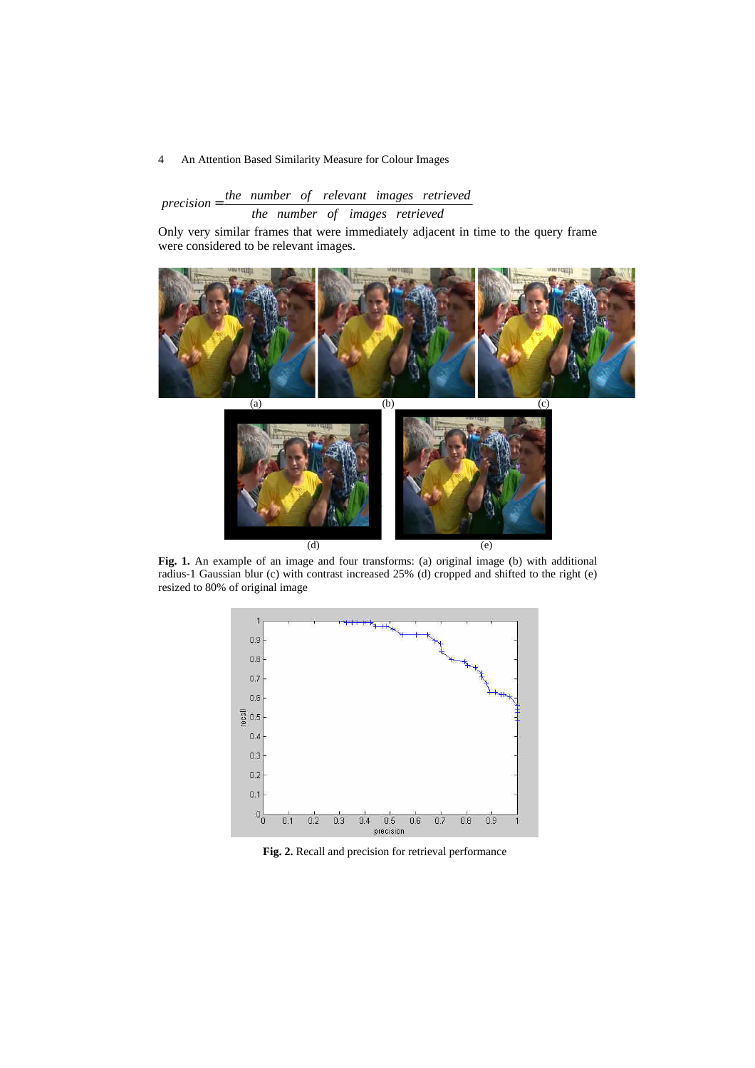$$precision = \frac{the \quad number \quad of \quad relevant \quad images \quad retrieved}{the \quad number \quad of \quad images \quad retrieved}$$

Only very similar frames that were immediately adjacent in time to the query frame were considered to be relevant images.

**Fig. 1.** An example of an image and four transforms: (a) original image (b) with additional radius-1 Gaussian blur (c) with contrast increased 25% (d) cropped and shifted to the right (e) resized to 80% of original image

**Fig. 2.** Recall and precision for retrieval performance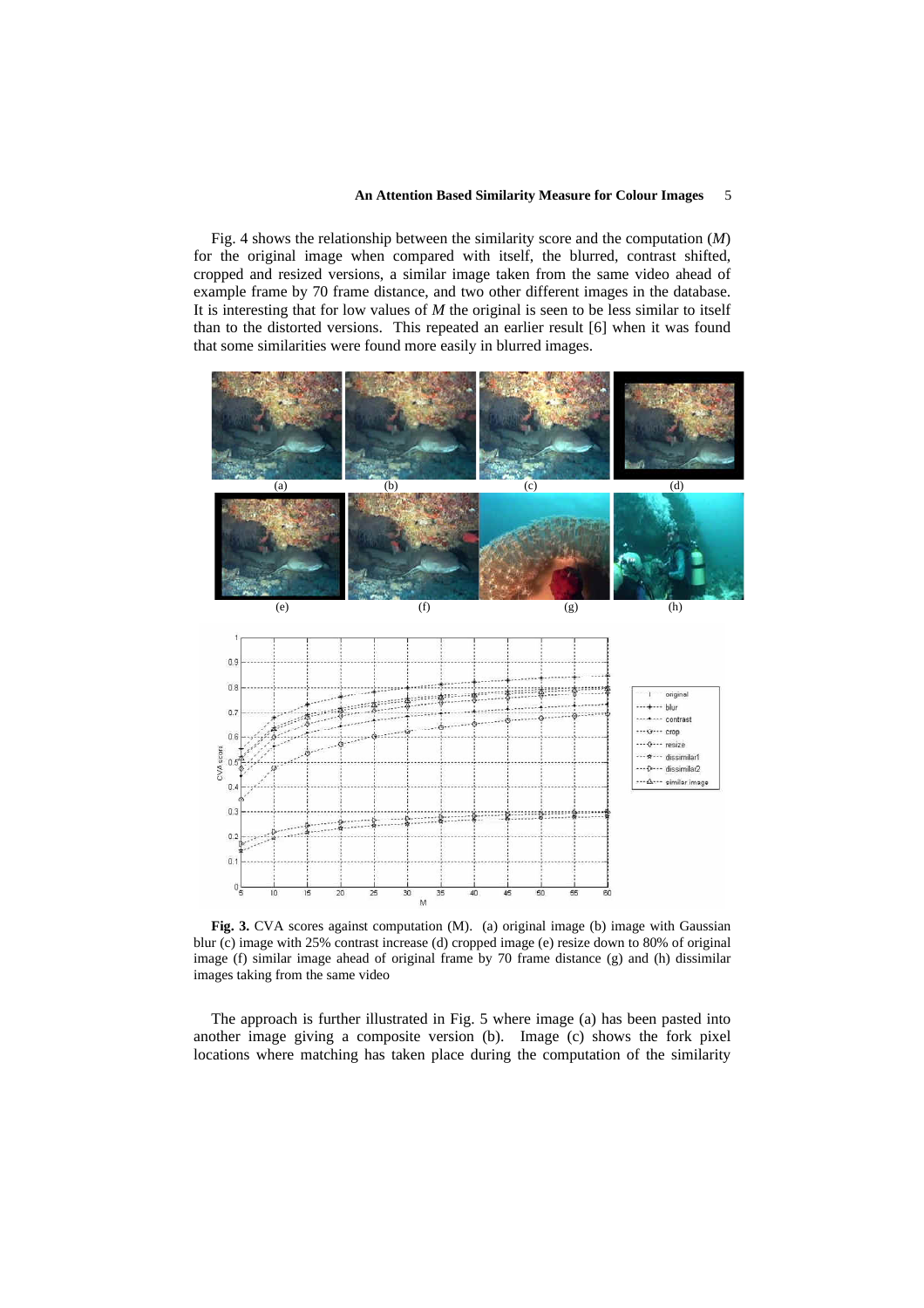Fig. 4 shows the relationship between the similarity score and the computation (*M*) for the original image when compared with itself, the blurred, contrast shifted, cropped and resized versions, a similar image taken from the same video ahead of example frame by 70 frame distance, and two other different images in the database. It is interesting that for low values of *M* the original is seen to be less similar to itself than to the distorted versions. This repeated an earlier result [6] when it was found that some similarities were found more easily in blurred images.

**Fig. 3.** CVA scores against computation (M). (a) original image (b) image with Gaussian blur (c) image with 25% contrast increase (d) cropped image (e) resize down to 80% of original image (f) similar image ahead of original frame by 70 frame distance (g) and (h) dissimilar images taking from the same video

The approach is further illustrated in Fig. 5 where image (a) has been pasted into another image giving a composite version (b). Image (c) shows the fork pixel locations where matching has taken place during the computation of the similarity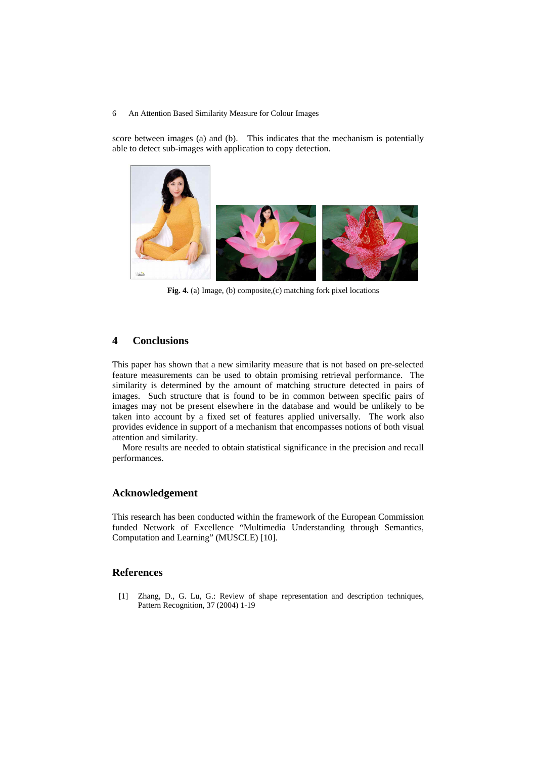score between images (a) and (b). This indicates that the mechanism is potentially able to detect sub-images with application to copy detection.

**Fig. 4.** (a) Image, (b) composite,(c) matching fork pixel locations

## 4 Conclusions

This paper has shown that a new similarity measure that is not based on pre-selected feature measurements can be used to obtain promising retrieval performance. The similarity is determined by the amount of matching structure detected in pairs of images. Such structure that is found to be in common between specific pairs of images may not be present elsewhere in the database and would be unlikely to be taken into account by a fixed set of features applied universally. The work also provides evidence in support of a mechanism that encompasses notions of both visual attention and similarity.

More results are needed to obtain statistical significance in the precision and recall performances.

## Acknowledgement

This research has been conducted within the framework of the European Commission funded Network of Excellence "Multimedia Understanding through Semantics, Computation and Learning" (MUSCLE) [10].

## References

[1] Zhang, D., G. Lu, G.: Review of shape representation and description techniques, Pattern Recognition, 37 (2004) 1-19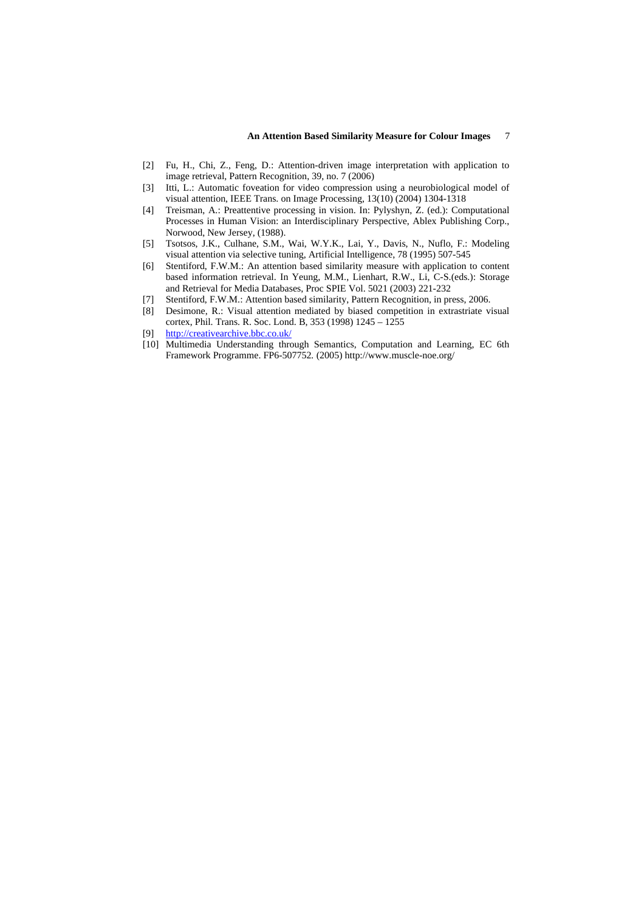[2] Fu, H., Chi, Z., Feng, D.: Attention-driven image interpretation with application to image retrieval, Pattern Recognition, 39, no. 7 (2006)

[3] Itti, L.: Automatic foveation for video compression using a neurobiological model of visual attention, IEEE Trans. on Image Processing, 13(10) (2004) 1304-1318

[4] Treisman, A.: Preattentive processing in vision. In: Pylyshyn, Z. (ed.): Computational Processes in Human Vision: an Interdisciplinary Perspective, Ablex Publishing Corp., Norwood, New Jersey, (1988).

[5] Tsotsos, J.K., Culhane, S.M., Wai, W.Y.K., Lai, Y., Davis, N., Nuflo, F.: Modeling visual attention via selective tuning, Artificial Intelligence, 78 (1995) 507-545

[6] Stentiford, F.W.M.: An attention based similarity measure with application to content based information retrieval. In Yeung, M.M., Lienhart, R.W., Li, C-S.(eds.): Storage and Retrieval for Media Databases, Proc SPIE Vol. 5021 (2003) 221-232

[7] Stentiford, F.W.M.: Attention based similarity, Pattern Recognition, in press, 2006.

[8] Desimone, R.: Visual attention mediated by biased competition in extrastriate visual cortex, Phil. Trans. R. Soc. Lond. B, 353 (1998) 1245 – 1255

[9] http://creativearchive.bbc.co.uk/

[10] Multimedia Understanding through Semantics, Computation and Learning, EC 6th Framework Programme. FP6-507752. (2005) http://www.muscle-noe.org/